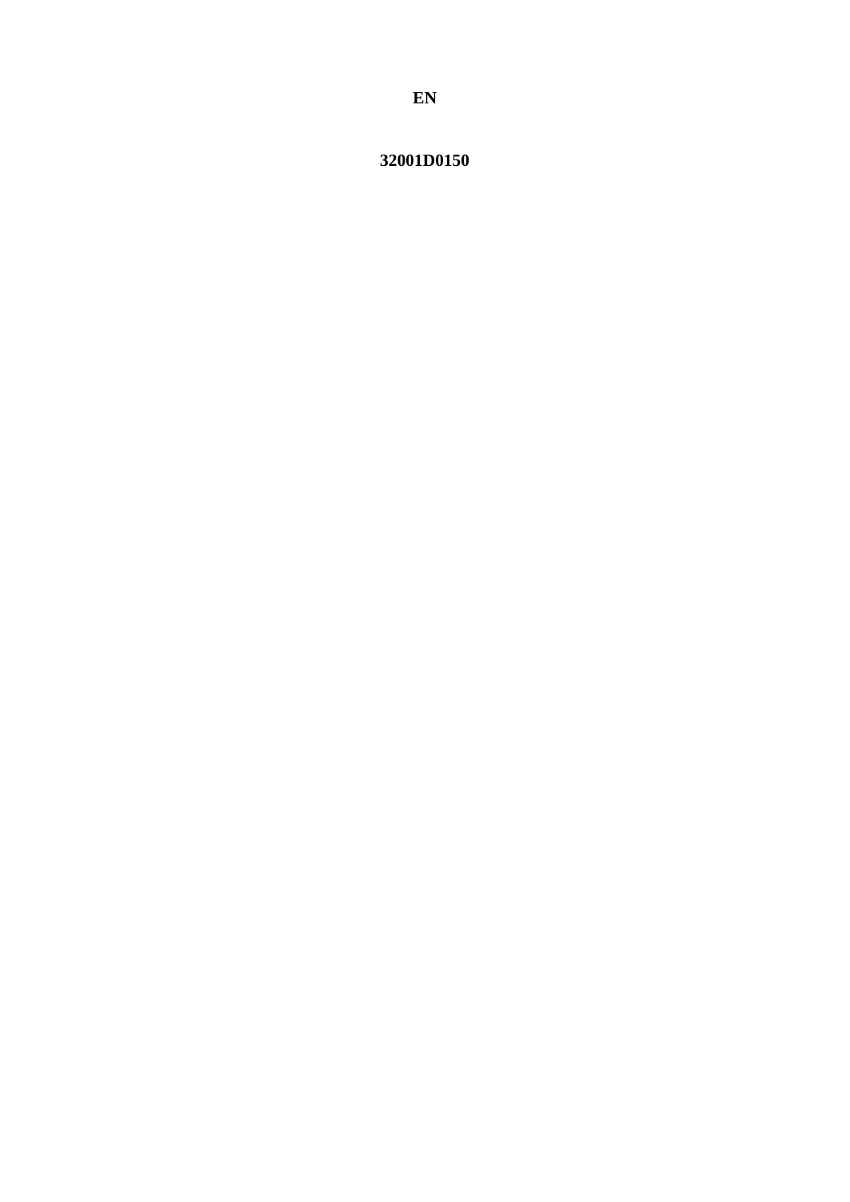**EN**

**32001D0150**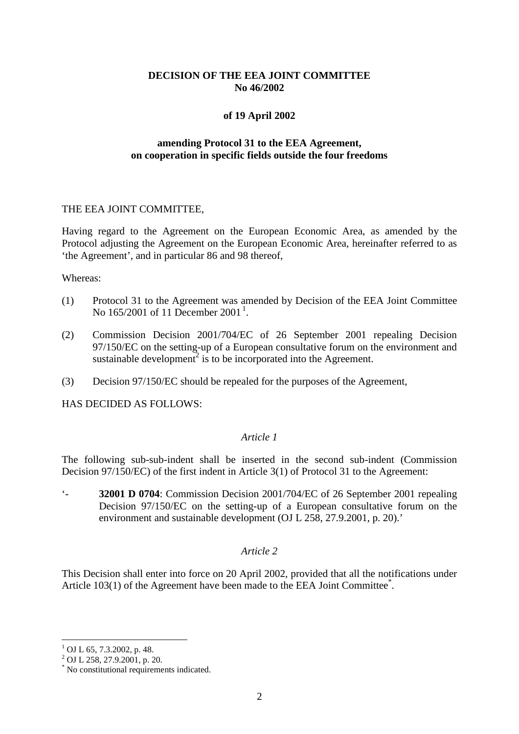**DECISION OF THE EEA JOINT COMMITTEE**
**No 46/2002**

**of 19 April 2002**

**amending Protocol 31 to the EEA Agreement,**
**on cooperation in specific fields outside the four freedoms**

THE EEA JOINT COMMITTEE,

Having regard to the Agreement on the European Economic Area, as amended by the Protocol adjusting the Agreement on the European Economic Area, hereinafter referred to as 'the Agreement', and in particular 86 and 98 thereof,

Whereas:

(1) Protocol 31 to the Agreement was amended by Decision of the EEA Joint Committee No 165/2001 of 11 December 2001[1].

(2) Commission Decision 2001/704/EC of 26 September 2001 repealing Decision 97/150/EC on the setting-up of a European consultative forum on the environment and sustainable development[2] is to be incorporated into the Agreement.

(3) Decision 97/150/EC should be repealed for the purposes of the Agreement,

HAS DECIDED AS FOLLOWS:

*Article 1*

The following sub-sub-indent shall be inserted in the second sub-indent (Commission Decision 97/150/EC) of the first indent in Article 3(1) of Protocol 31 to the Agreement:

'- **32001 D 0704**: Commission Decision 2001/704/EC of 26 September 2001 repealing Decision 97/150/EC on the setting-up of a European consultative forum on the environment and sustainable development (OJ L 258, 27.9.2001, p. 20).'

*Article 2*

This Decision shall enter into force on 20 April 2002, provided that all the notifications under Article 103(1) of the Agreement have been made to the EEA Joint Committee[*].

---

[1] OJ L 65, 7.3.2002, p. 48.
[2] OJ L 258, 27.9.2001, p. 20.
[*] No constitutional requirements indicated.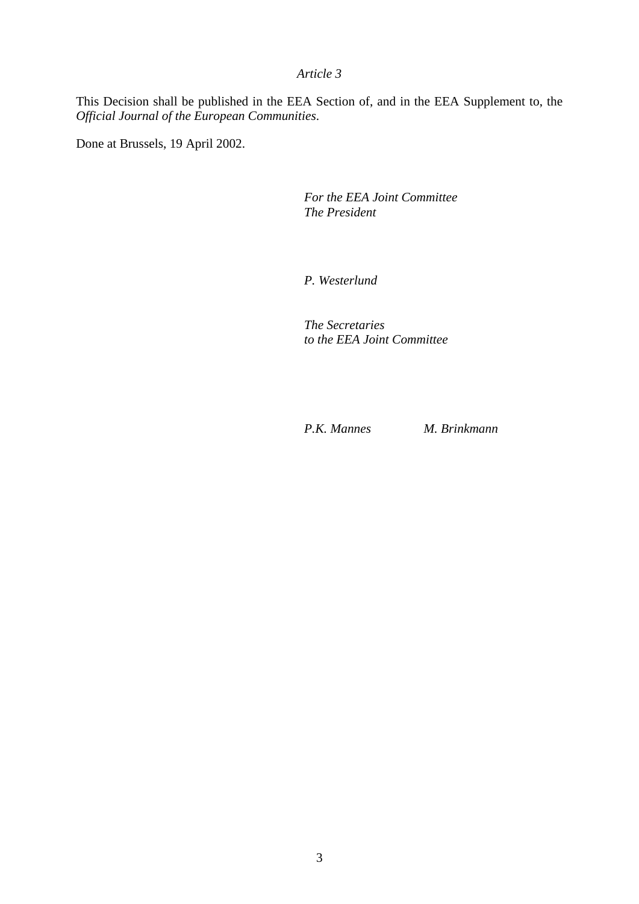*Article 3*

This Decision shall be published in the EEA Section of, and in the EEA Supplement to, the *Official Journal of the European Communities*.

Done at Brussels, 19 April 2002.

*For the EEA Joint Committee*
*The President*

*P. Westerlund*

*The Secretaries*
*to the EEA Joint Committee*

*P.K. Mannes* *M. Brinkmann*